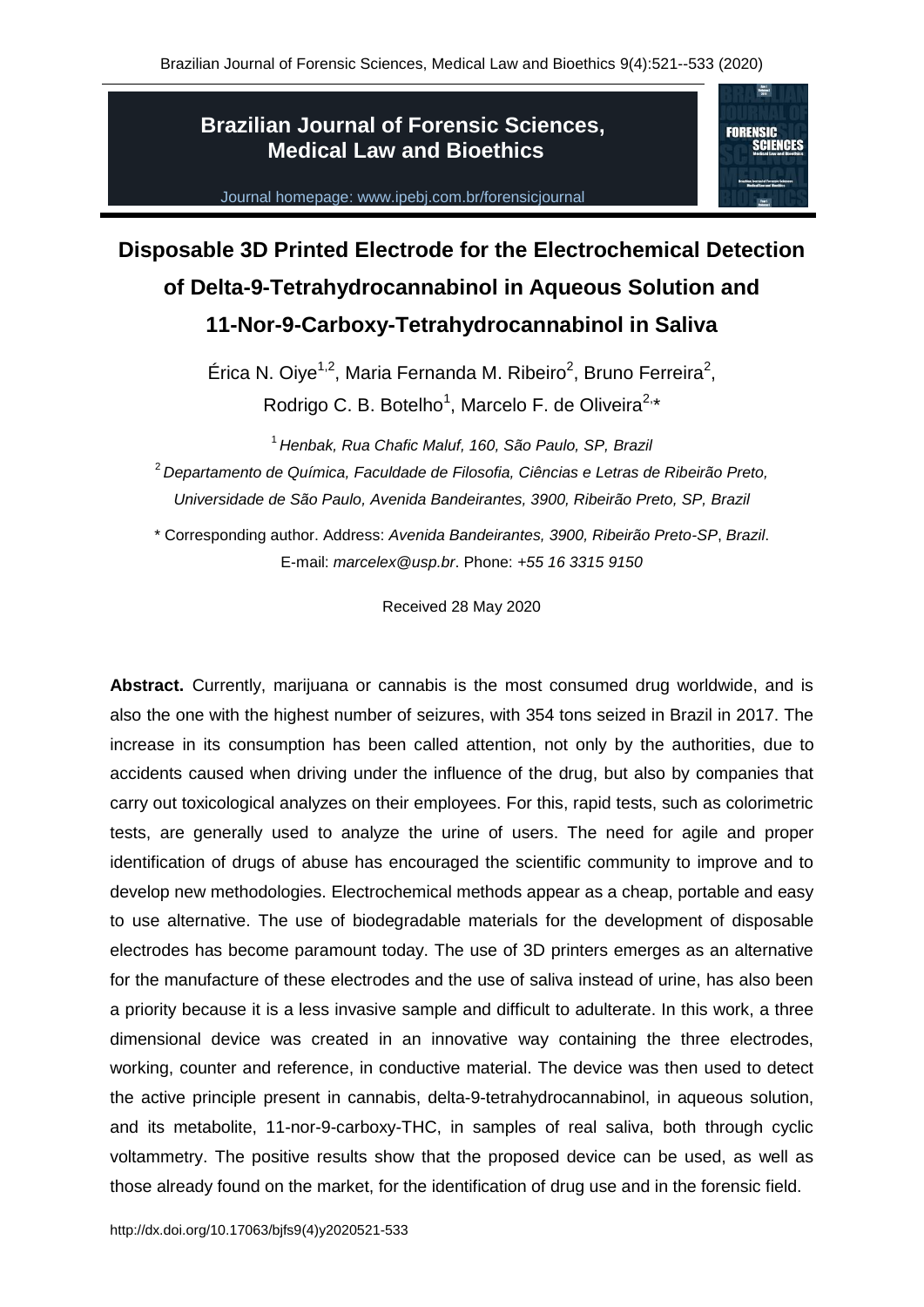# Disposable 3D Printed Electrode for the Electrochemical Detection of Delta-9-Tetrahydrocannabinol in Aqueous Solution and 11-Nor-9-Carboxy-Tetrahydrocannabinol in Saliva

Érica N. Oiye[1,2], Maria Fernanda M. Ribeiro[2], Bruno Ferreira[2], Rodrigo C. B. Botelho[1], Marcelo F. de Oliveira[2,*]

[1] *Henbak, Rua Chafic Maluf, 160, São Paulo, SP, Brazil*

[2] *Departamento de Química, Faculdade de Filosofia, Ciências e Letras de Ribeirão Preto, Universidade de São Paulo, Avenida Bandeirantes, 3900, Ribeirão Preto, SP, Brazil*

\* Corresponding author. Address: *Avenida Bandeirantes, 3900, Ribeirão Preto-SP*, *Brazil*. E-mail: *marcelex@usp.br*. Phone: *+55 16 3315 9150*

Received 28 May 2020

**Abstract.** Currently, marijuana or cannabis is the most consumed drug worldwide, and is also the one with the highest number of seizures, with 354 tons seized in Brazil in 2017. The increase in its consumption has been called attention, not only by the authorities, due to accidents caused when driving under the influence of the drug, but also by companies that carry out toxicological analyzes on their employees. For this, rapid tests, such as colorimetric tests, are generally used to analyze the urine of users. The need for agile and proper identification of drugs of abuse has encouraged the scientific community to improve and to develop new methodologies. Electrochemical methods appear as a cheap, portable and easy to use alternative. The use of biodegradable materials for the development of disposable electrodes has become paramount today. The use of 3D printers emerges as an alternative for the manufacture of these electrodes and the use of saliva instead of urine, has also been a priority because it is a less invasive sample and difficult to adulterate. In this work, a three dimensional device was created in an innovative way containing the three electrodes, working, counter and reference, in conductive material. The device was then used to detect the active principle present in cannabis, delta-9-tetrahydrocannabinol, in aqueous solution, and its metabolite, 11-nor-9-carboxy-THC, in samples of real saliva, both through cyclic voltammetry. The positive results show that the proposed device can be used, as well as those already found on the market, for the identification of drug use and in the forensic field.

http://dx.doi.org/10.17063/bjfs9(4)y2020521-533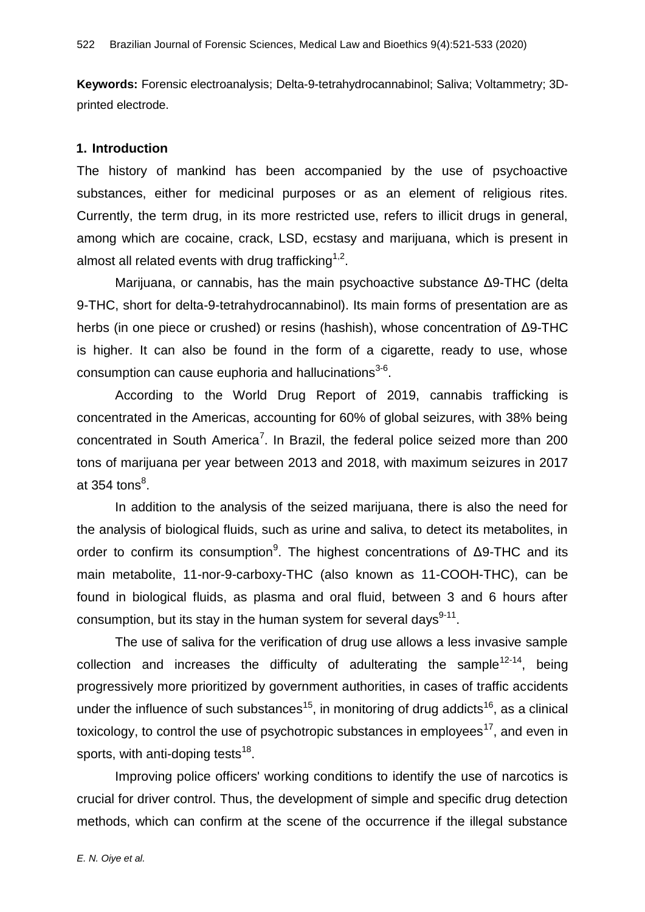**Keywords:** Forensic electroanalysis; Delta-9-tetrahydrocannabinol; Saliva; Voltammetry; 3D-printed electrode.

## 1. Introduction

The history of mankind has been accompanied by the use of psychoactive substances, either for medicinal purposes or as an element of religious rites. Currently, the term drug, in its more restricted use, refers to illicit drugs in general, among which are cocaine, crack, LSD, ecstasy and marijuana, which is present in almost all related events with drug trafficking[1,2].

Marijuana, or cannabis, has the main psychoactive substance Δ9-THC (delta 9-THC, short for delta-9-tetrahydrocannabinol). Its main forms of presentation are as herbs (in one piece or crushed) or resins (hashish), whose concentration of Δ9-THC is higher. It can also be found in the form of a cigarette, ready to use, whose consumption can cause euphoria and hallucinations[3-6].

According to the World Drug Report of 2019, cannabis trafficking is concentrated in the Americas, accounting for 60% of global seizures, with 38% being concentrated in South America[7]. In Brazil, the federal police seized more than 200 tons of marijuana per year between 2013 and 2018, with maximum seizures in 2017 at 354 tons[8].

In addition to the analysis of the seized marijuana, there is also the need for the analysis of biological fluids, such as urine and saliva, to detect its metabolites, in order to confirm its consumption[9]. The highest concentrations of Δ9-THC and its main metabolite, 11-nor-9-carboxy-THC (also known as 11-COOH-THC), can be found in biological fluids, as plasma and oral fluid, between 3 and 6 hours after consumption, but its stay in the human system for several days[9-11].

The use of saliva for the verification of drug use allows a less invasive sample collection and increases the difficulty of adulterating the sample[12-14], being progressively more prioritized by government authorities, in cases of traffic accidents under the influence of such substances[15], in monitoring of drug addicts[16], as a clinical toxicology, to control the use of psychotropic substances in employees[17], and even in sports, with anti-doping tests[18].

Improving police officers' working conditions to identify the use of narcotics is crucial for driver control. Thus, the development of simple and specific drug detection methods, which can confirm at the scene of the occurrence if the illegal substance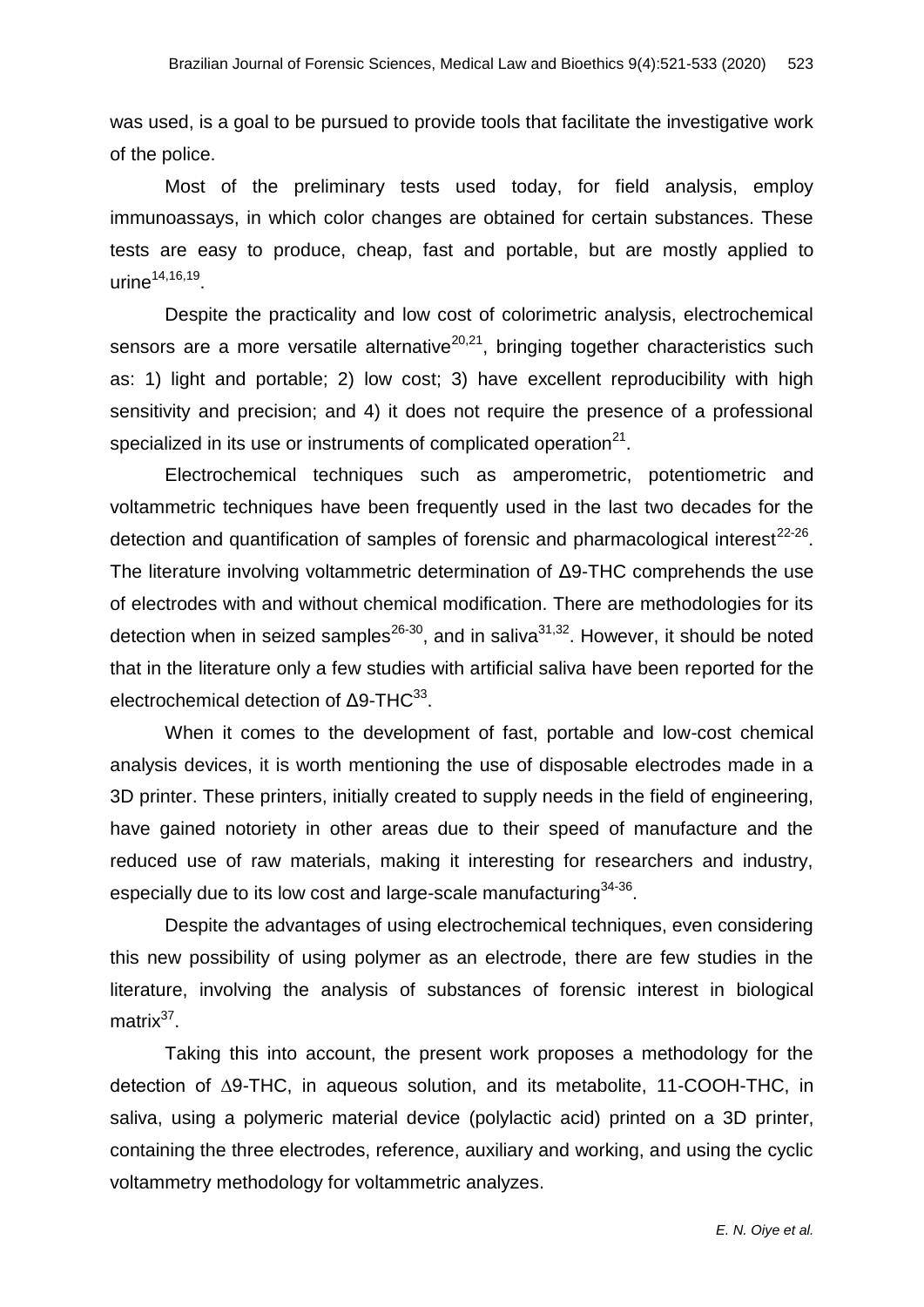was used, is a goal to be pursued to provide tools that facilitate the investigative work of the police.

Most of the preliminary tests used today, for field analysis, employ immunoassays, in which color changes are obtained for certain substances. These tests are easy to produce, cheap, fast and portable, but are mostly applied to urine[14,16,19].

Despite the practicality and low cost of colorimetric analysis, electrochemical sensors are a more versatile alternative[20,21], bringing together characteristics such as: 1) light and portable; 2) low cost; 3) have excellent reproducibility with high sensitivity and precision; and 4) it does not require the presence of a professional specialized in its use or instruments of complicated operation[21].

Electrochemical techniques such as amperometric, potentiometric and voltammetric techniques have been frequently used in the last two decades for the detection and quantification of samples of forensic and pharmacological interest[22-26]. The literature involving voltammetric determination of Δ9-THC comprehends the use of electrodes with and without chemical modification. There are methodologies for its detection when in seized samples[26-30], and in saliva[31,32]. However, it should be noted that in the literature only a few studies with artificial saliva have been reported for the electrochemical detection of Δ9-THC[33].

When it comes to the development of fast, portable and low-cost chemical analysis devices, it is worth mentioning the use of disposable electrodes made in a 3D printer. These printers, initially created to supply needs in the field of engineering, have gained notoriety in other areas due to their speed of manufacture and the reduced use of raw materials, making it interesting for researchers and industry, especially due to its low cost and large-scale manufacturing[34-36].

Despite the advantages of using electrochemical techniques, even considering this new possibility of using polymer as an electrode, there are few studies in the literature, involving the analysis of substances of forensic interest in biological matrix[37].

Taking this into account, the present work proposes a methodology for the detection of ∆9-THC, in aqueous solution, and its metabolite, 11-COOH-THC, in saliva, using a polymeric material device (polylactic acid) printed on a 3D printer, containing the three electrodes, reference, auxiliary and working, and using the cyclic voltammetry methodology for voltammetric analyzes.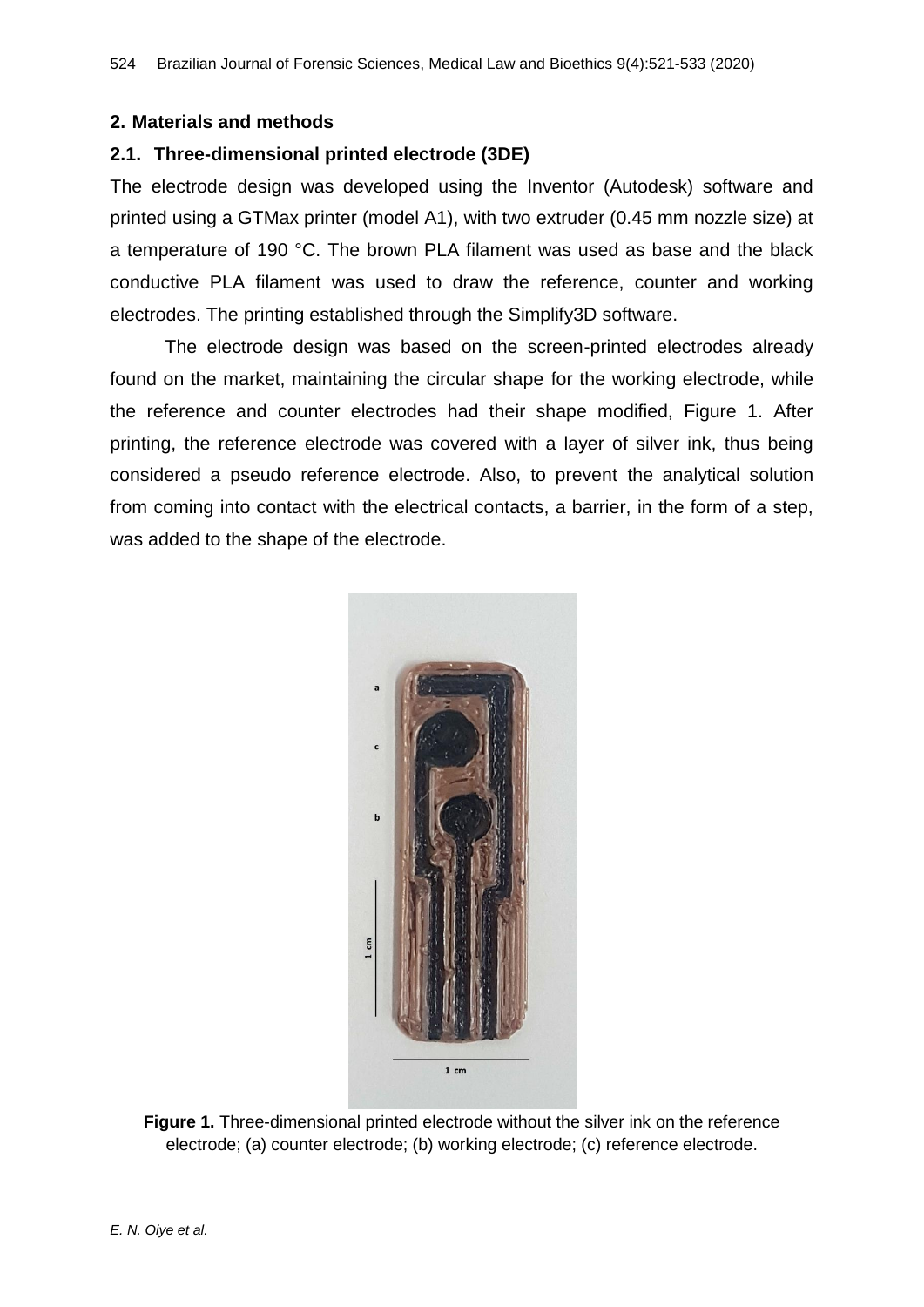## 2. Materials and methods

### 2.1. Three-dimensional printed electrode (3DE)

The electrode design was developed using the Inventor (Autodesk) software and printed using a GTMax printer (model A1), with two extruder (0.45 mm nozzle size) at a temperature of 190 °C. The brown PLA filament was used as base and the black conductive PLA filament was used to draw the reference, counter and working electrodes. The printing established through the Simplify3D software.

The electrode design was based on the screen-printed electrodes already found on the market, maintaining the circular shape for the working electrode, while the reference and counter electrodes had their shape modified, Figure 1. After printing, the reference electrode was covered with a layer of silver ink, thus being considered a pseudo reference electrode. Also, to prevent the analytical solution from coming into contact with the electrical contacts, a barrier, in the form of a step, was added to the shape of the electrode.

**Figure 1.** Three-dimensional printed electrode without the silver ink on the reference electrode; (a) counter electrode; (b) working electrode; (c) reference electrode.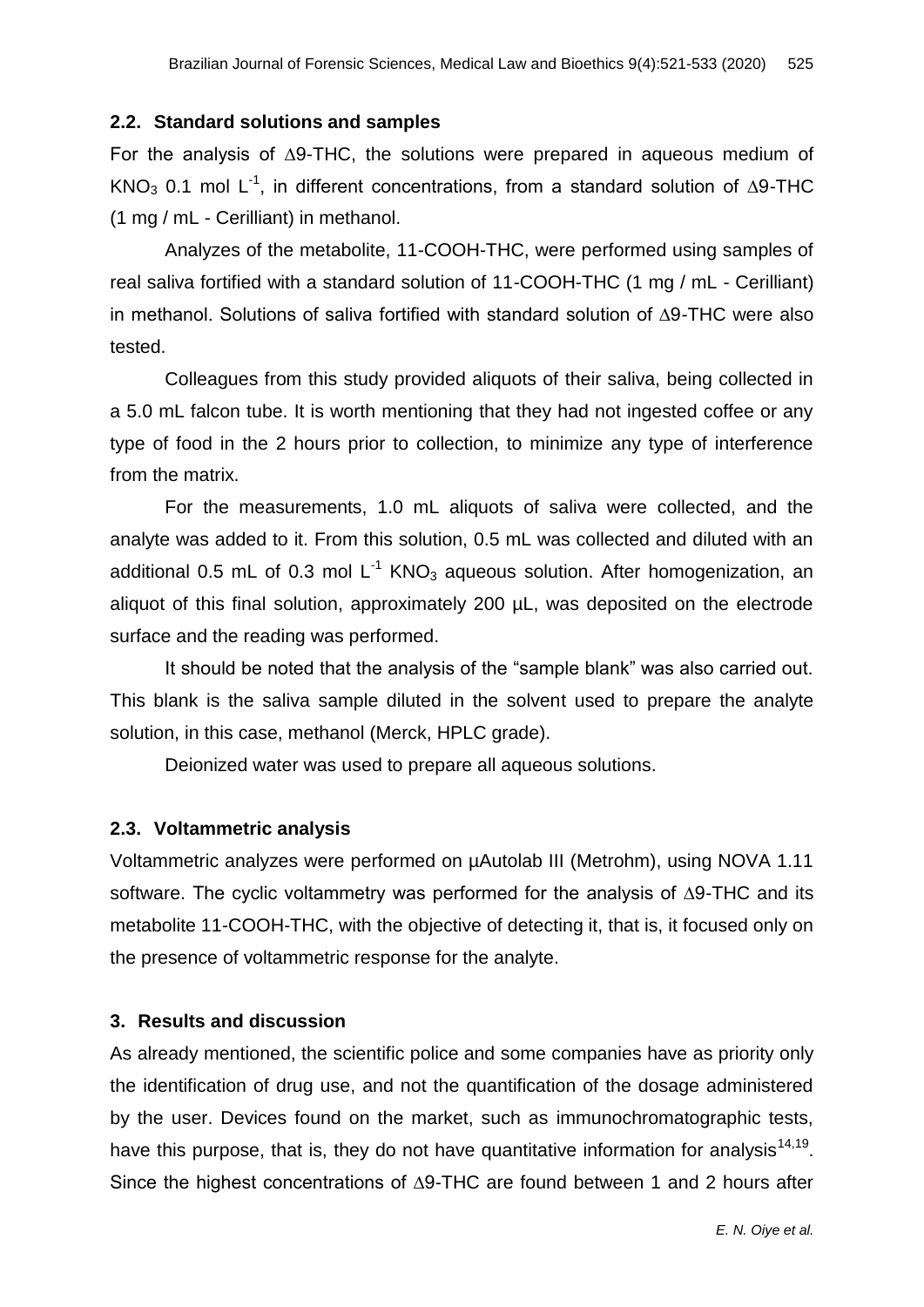## 2.2. Standard solutions and samples

For the analysis of $\Delta$9-THC, the solutions were prepared in aqueous medium of $KNO_3$ 0.1 mol $L^{-1}$, in different concentrations, from a standard solution of $\Delta$9-THC (1 mg / mL - Cerilliant) in methanol.

Analyzes of the metabolite, 11-COOH-THC, were performed using samples of real saliva fortified with a standard solution of 11-COOH-THC (1 mg / mL - Cerilliant) in methanol. Solutions of saliva fortified with standard solution of $\Delta$9-THC were also tested.

Colleagues from this study provided aliquots of their saliva, being collected in a 5.0 mL falcon tube. It is worth mentioning that they had not ingested coffee or any type of food in the 2 hours prior to collection, to minimize any type of interference from the matrix.

For the measurements, 1.0 mL aliquots of saliva were collected, and the analyte was added to it. From this solution, 0.5 mL was collected and diluted with an additional 0.5 mL of 0.3 mol $L^{-1}$ $KNO_3$ aqueous solution. After homogenization, an aliquot of this final solution, approximately 200 µL, was deposited on the electrode surface and the reading was performed.

It should be noted that the analysis of the "sample blank" was also carried out. This blank is the saliva sample diluted in the solvent used to prepare the analyte solution, in this case, methanol (Merck, HPLC grade).

Deionized water was used to prepare all aqueous solutions.

## 2.3. Voltammetric analysis

Voltammetric analyzes were performed on µAutolab III (Metrohm), using NOVA 1.11 software. The cyclic voltammetry was performed for the analysis of $\Delta$9-THC and its metabolite 11-COOH-THC, with the objective of detecting it, that is, it focused only on the presence of voltammetric response for the analyte.

# 3. Results and discussion

As already mentioned, the scientific police and some companies have as priority only the identification of drug use, and not the quantification of the dosage administered by the user. Devices found on the market, such as immunochromatographic tests, have this purpose, that is, they do not have quantitative information for analysis[14,19]. Since the highest concentrations of $\Delta$9-THC are found between 1 and 2 hours after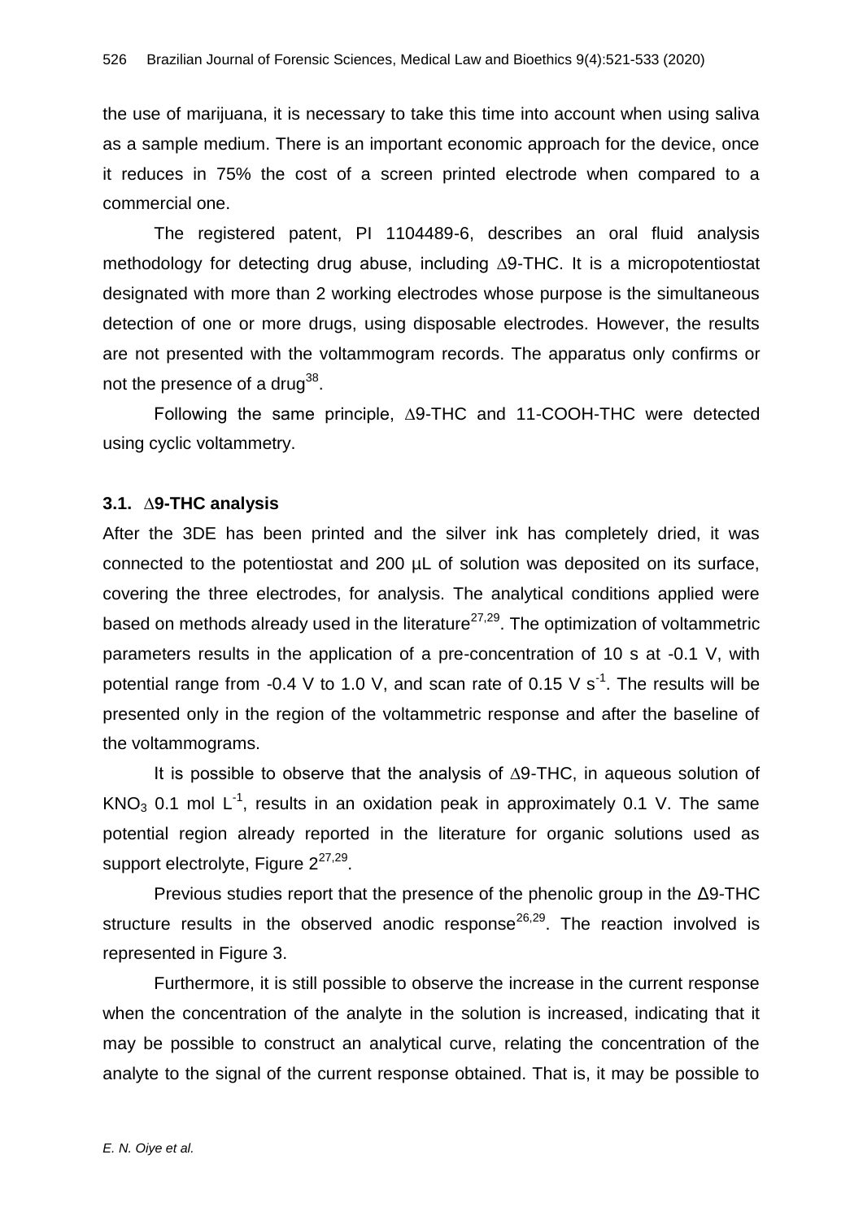the use of marijuana, it is necessary to take this time into account when using saliva as a sample medium. There is an important economic approach for the device, once it reduces in 75% the cost of a screen printed electrode when compared to a commercial one.

The registered patent, PI 1104489-6, describes an oral fluid analysis methodology for detecting drug abuse, including ∆9-THC. It is a micropotentiostat designated with more than 2 working electrodes whose purpose is the simultaneous detection of one or more drugs, using disposable electrodes. However, the results are not presented with the voltammogram records. The apparatus only confirms or not the presence of a drug[38].

Following the same principle, ∆9-THC and 11-COOH-THC were detected using cyclic voltammetry.

### 3.1. ∆9-THC analysis

After the 3DE has been printed and the silver ink has completely dried, it was connected to the potentiostat and 200 µL of solution was deposited on its surface, covering the three electrodes, for analysis. The analytical conditions applied were based on methods already used in the literature[27,29]. The optimization of voltammetric parameters results in the application of a pre-concentration of 10 s at -0.1 V, with potential range from -0.4 V to 1.0 V, and scan rate of 0.15 V $s^{-1}$. The results will be presented only in the region of the voltammetric response and after the baseline of the voltammograms.

It is possible to observe that the analysis of ∆9-THC, in aqueous solution of $KNO_3$ 0.1 mol $L^{-1}$, results in an oxidation peak in approximately 0.1 V. The same potential region already reported in the literature for organic solutions used as support electrolyte, Figure 2[27,29].

Previous studies report that the presence of the phenolic group in the Δ9-THC structure results in the observed anodic response[26,29]. The reaction involved is represented in Figure 3.

Furthermore, it is still possible to observe the increase in the current response when the concentration of the analyte in the solution is increased, indicating that it may be possible to construct an analytical curve, relating the concentration of the analyte to the signal of the current response obtained. That is, it may be possible to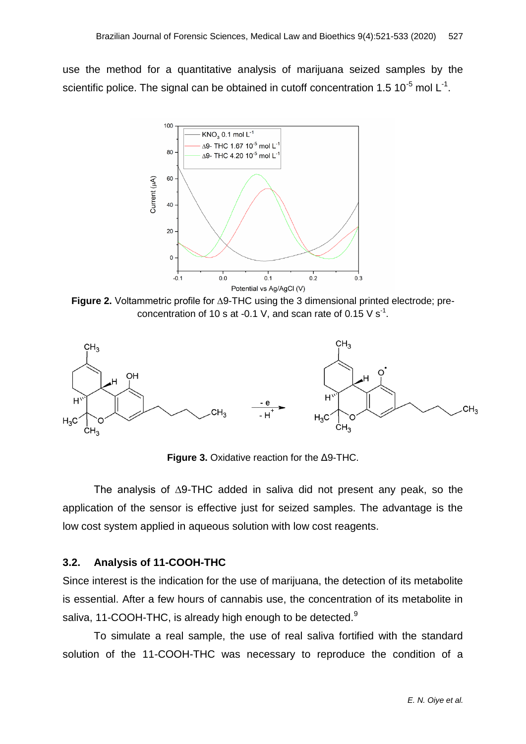use the method for a quantitative analysis of marijuana seized samples by the scientific police. The signal can be obtained in cutoff concentration 1.5 $10^{-5}$ mol $L^{-1}$.

**Figure 2.** Voltammetric profile for Δ9-THC using the 3 dimensional printed electrode; pre-concentration of 10 s at -0.1 V, and scan rate of 0.15 V $s^{-1}$.

**Figure 3.** Oxidative reaction for the Δ9-THC.

The analysis of Δ9-THC added in saliva did not present any peak, so the application of the sensor is effective just for seized samples. The advantage is the low cost system applied in aqueous solution with low cost reagents.

### 3.2. Analysis of 11-COOH-THC

Since interest is the indication for the use of marijuana, the detection of its metabolite is essential. After a few hours of cannabis use, the concentration of its metabolite in saliva, 11-COOH-THC, is already high enough to be detected.[9]

To simulate a real sample, the use of real saliva fortified with the standard solution of the 11-COOH-THC was necessary to reproduce the condition of a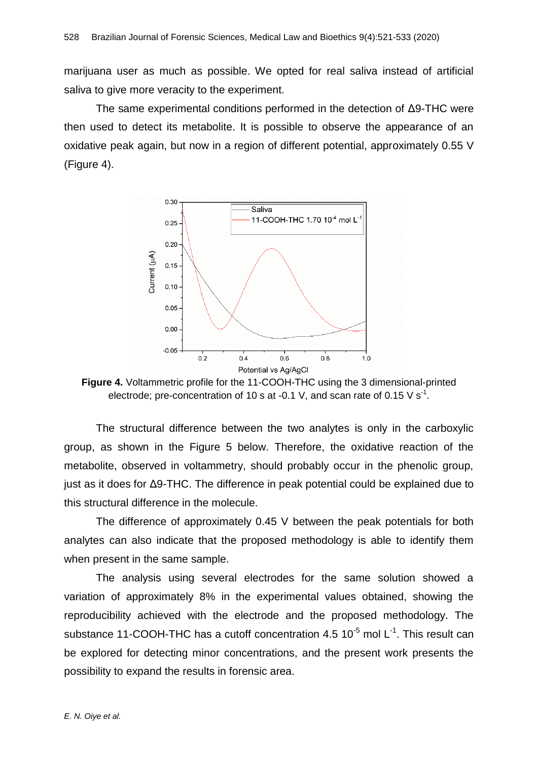marijuana user as much as possible. We opted for real saliva instead of artificial saliva to give more veracity to the experiment.

The same experimental conditions performed in the detection of Δ9-THC were then used to detect its metabolite. It is possible to observe the appearance of an oxidative peak again, but now in a region of different potential, approximately 0.55 V (Figure 4).

**Figure 4.** Voltammetric profile for the 11-COOH-THC using the 3 dimensional-printed electrode; pre-concentration of 10 s at -0.1 V, and scan rate of 0.15 V $s^{-1}$.

The structural difference between the two analytes is only in the carboxylic group, as shown in the Figure 5 below. Therefore, the oxidative reaction of the metabolite, observed in voltammetry, should probably occur in the phenolic group, just as it does for Δ9-THC. The difference in peak potential could be explained due to this structural difference in the molecule.

The difference of approximately 0.45 V between the peak potentials for both analytes can also indicate that the proposed methodology is able to identify them when present in the same sample.

The analysis using several electrodes for the same solution showed a variation of approximately 8% in the experimental values obtained, showing the reproducibility achieved with the electrode and the proposed methodology. The substance 11-COOH-THC has a cutoff concentration 4.5 $10^{-5}$ mol $L^{-1}$. This result can be explored for detecting minor concentrations, and the present work presents the possibility to expand the results in forensic area.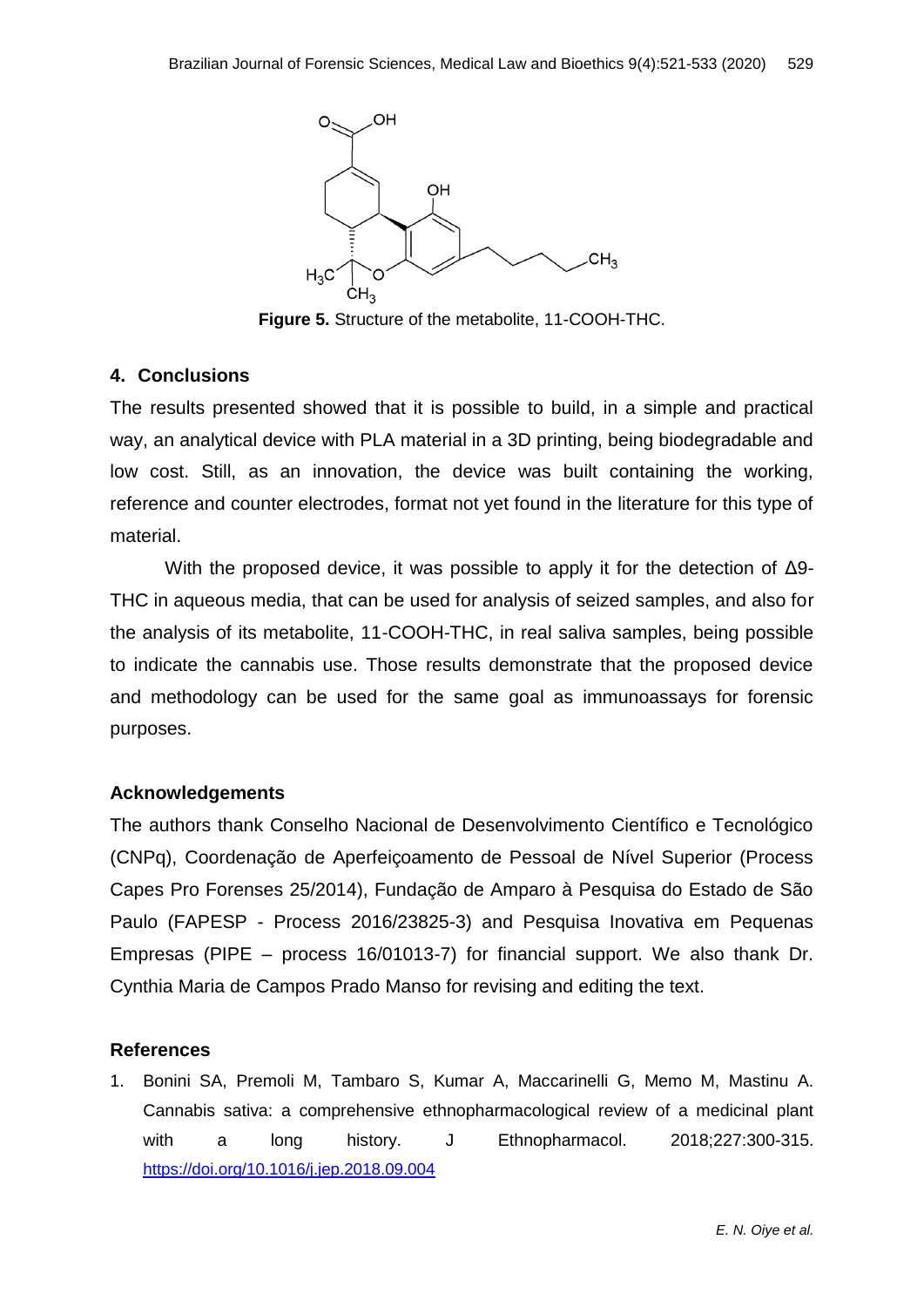**Figure 5.** Structure of the metabolite, 11-COOH-THC.

## 4. Conclusions

The results presented showed that it is possible to build, in a simple and practical way, an analytical device with PLA material in a 3D printing, being biodegradable and low cost. Still, as an innovation, the device was built containing the working, reference and counter electrodes, format not yet found in the literature for this type of material.

With the proposed device, it was possible to apply it for the detection of Δ9-THC in aqueous media, that can be used for analysis of seized samples, and also for the analysis of its metabolite, 11-COOH-THC, in real saliva samples, being possible to indicate the cannabis use. Those results demonstrate that the proposed device and methodology can be used for the same goal as immunoassays for forensic purposes.

## Acknowledgements

The authors thank Conselho Nacional de Desenvolvimento Científico e Tecnológico (CNPq), Coordenação de Aperfeiçoamento de Pessoal de Nível Superior (Process Capes Pro Forenses 25/2014), Fundação de Amparo à Pesquisa do Estado de São Paulo (FAPESP - Process 2016/23825-3) and Pesquisa Inovativa em Pequenas Empresas (PIPE – process 16/01013-7) for financial support. We also thank Dr. Cynthia Maria de Campos Prado Manso for revising and editing the text.

## References

1. Bonini SA, Premoli M, Tambaro S, Kumar A, Maccarinelli G, Memo M, Mastinu A. Cannabis sativa: a comprehensive ethnopharmacological review of a medicinal plant with a long history. J Ethnopharmacol. 2018;227:300-315. https://doi.org/10.1016/j.jep.2018.09.004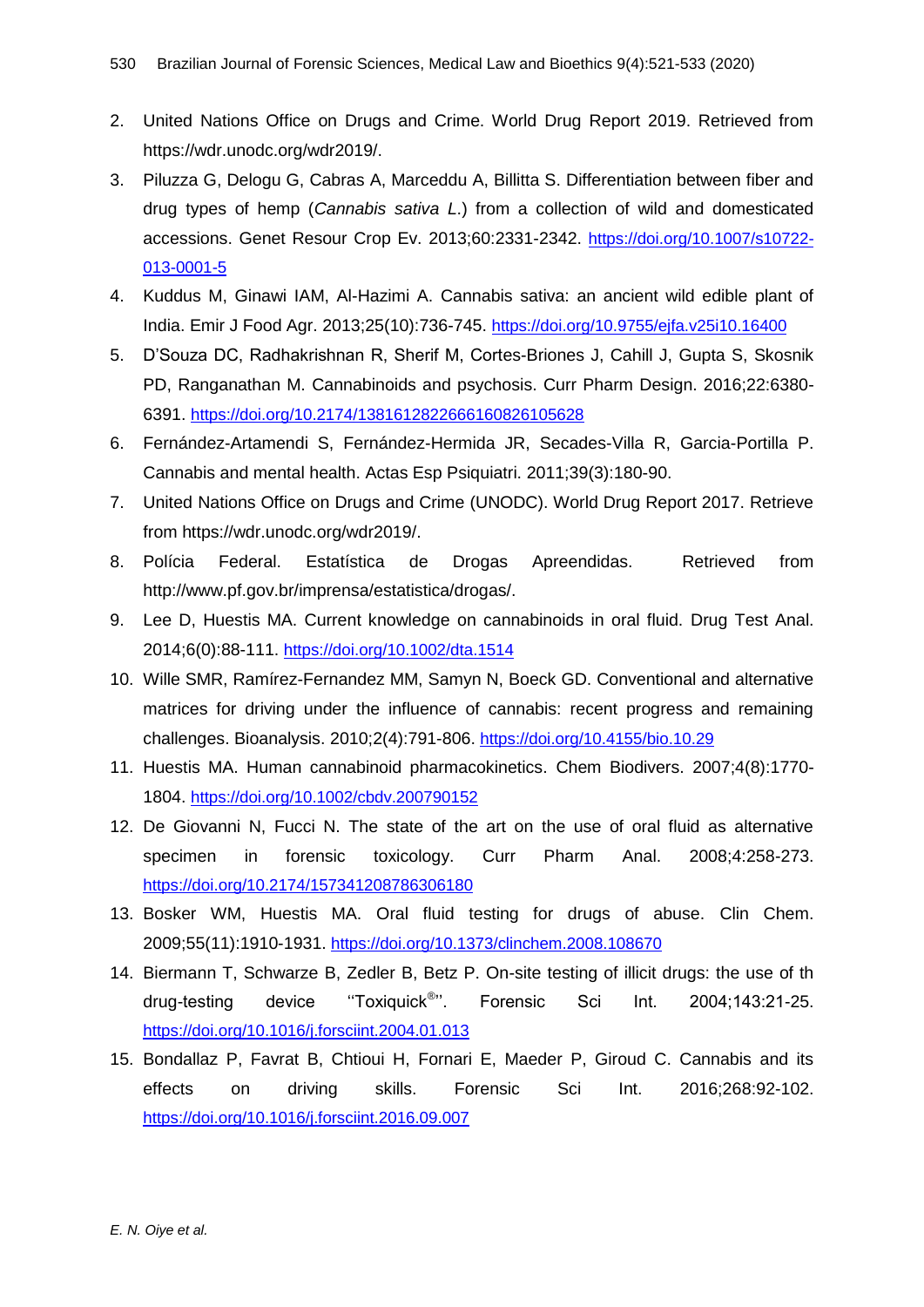2. United Nations Office on Drugs and Crime. World Drug Report 2019. Retrieved from https://wdr.unodc.org/wdr2019/.
3. Piluzza G, Delogu G, Cabras A, Marceddu A, Billitta S. Differentiation between fiber and drug types of hemp (*Cannabis sativa L.*) from a collection of wild and domesticated accessions. Genet Resour Crop Ev. 2013;60:2331-2342. https://doi.org/10.1007/s10722-013-0001-5
4. Kuddus M, Ginawi IAM, Al-Hazimi A. Cannabis sativa: an ancient wild edible plant of India. Emir J Food Agr. 2013;25(10):736-745. https://doi.org/10.9755/ejfa.v25i10.16400
5. D'Souza DC, Radhakrishnan R, Sherif M, Cortes-Briones J, Cahill J, Gupta S, Skosnik PD, Ranganathan M. Cannabinoids and psychosis. Curr Pharm Design. 2016;22:6380-6391. https://doi.org/10.2174/1381612822666160826105628
6. Fernández-Artamendi S, Fernández-Hermida JR, Secades-Villa R, Garcia-Portilla P. Cannabis and mental health. Actas Esp Psiquiatri. 2011;39(3):180-90.
7. United Nations Office on Drugs and Crime (UNODC). World Drug Report 2017. Retrieve from https://wdr.unodc.org/wdr2019/.
8. Polícia Federal. Estatística de Drogas Apreendidas. Retrieved from http://www.pf.gov.br/imprensa/estatistica/drogas/.
9. Lee D, Huestis MA. Current knowledge on cannabinoids in oral fluid. Drug Test Anal. 2014;6(0):88-111. https://doi.org/10.1002/dta.1514
10. Wille SMR, Ramírez-Fernandez MM, Samyn N, Boeck GD. Conventional and alternative matrices for driving under the influence of cannabis: recent progress and remaining challenges. Bioanalysis. 2010;2(4):791-806. https://doi.org/10.4155/bio.10.29
11. Huestis MA. Human cannabinoid pharmacokinetics. Chem Biodivers. 2007;4(8):1770-1804. https://doi.org/10.1002/cbdv.200790152
12. De Giovanni N, Fucci N. The state of the art on the use of oral fluid as alternative specimen in forensic toxicology. Curr Pharm Anal. 2008;4:258-273. https://doi.org/10.2174/157341208786306180
13. Bosker WM, Huestis MA. Oral fluid testing for drugs of abuse. Clin Chem. 2009;55(11):1910-1931. https://doi.org/10.1373/clinchem.2008.108670
14. Biermann T, Schwarze B, Zedler B, Betz P. On-site testing of illicit drugs: the use of th drug-testing device ''Toxiquick®''. Forensic Sci Int. 2004;143:21-25. https://doi.org/10.1016/j.forsciint.2004.01.013
15. Bondallaz P, Favrat B, Chtioui H, Fornari E, Maeder P, Giroud C. Cannabis and its effects on driving skills. Forensic Sci Int. 2016;268:92-102. https://doi.org/10.1016/j.forsciint.2016.09.007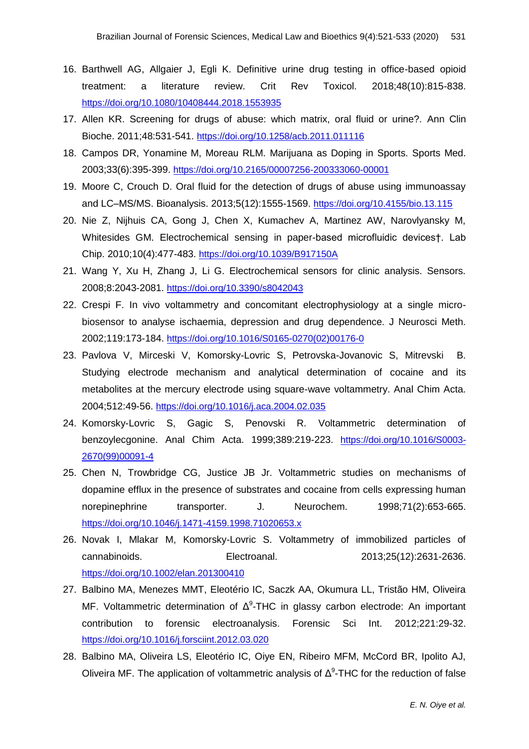16. Barthwell AG, Allgaier J, Egli K. Definitive urine drug testing in office-based opioid treatment: a literature review. Crit Rev Toxicol. 2018;48(10):815-838. https://doi.org/10.1080/10408444.2018.1553935
17. Allen KR. Screening for drugs of abuse: which matrix, oral fluid or urine?. Ann Clin Bioche. 2011;48:531-541. https://doi.org/10.1258/acb.2011.011116
18. Campos DR, Yonamine M, Moreau RLM. Marijuana as Doping in Sports. Sports Med. 2003;33(6):395-399. https://doi.org/10.2165/00007256-200333060-00001
19. Moore C, Crouch D. Oral fluid for the detection of drugs of abuse using immunoassay and LC–MS/MS. Bioanalysis. 2013;5(12):1555-1569. https://doi.org/10.4155/bio.13.115
20. Nie Z, Nijhuis CA, Gong J, Chen X, Kumachev A, Martinez AW, Narovlyansky M, Whitesides GM. Electrochemical sensing in paper-based microfluidic devices†. Lab Chip. 2010;10(4):477-483. https://doi.org/10.1039/B917150A
21. Wang Y, Xu H, Zhang J, Li G. Electrochemical sensors for clinic analysis. Sensors. 2008;8:2043-2081. https://doi.org/10.3390/s8042043
22. Crespi F. In vivo voltammetry and concomitant electrophysiology at a single micro-biosensor to analyse ischaemia, depression and drug dependence. J Neurosci Meth. 2002;119:173-184. https://doi.org/10.1016/S0165-0270(02)00176-0
23. Pavlova V, Mirceski V, Komorsky-Lovric S, Petrovska-Jovanovic S, Mitrevski B. Studying electrode mechanism and analytical determination of cocaine and its metabolites at the mercury electrode using square-wave voltammetry. Anal Chim Acta. 2004;512:49-56. https://doi.org/10.1016/j.aca.2004.02.035
24. Komorsky-Lovric S, Gagic S, Penovski R. Voltammetric determination of benzoylecgonine. Anal Chim Acta. 1999;389:219-223. https://doi.org/10.1016/S0003-2670(99)00091-4
25. Chen N, Trowbridge CG, Justice JB Jr. Voltammetric studies on mechanisms of dopamine efflux in the presence of substrates and cocaine from cells expressing human norepinephrine transporter. J. Neurochem. 1998;71(2):653-665. https://doi.org/10.1046/j.1471-4159.1998.71020653.x
26. Novak I, Mlakar M, Komorsky-Lovric S. Voltammetry of immobilized particles of cannabinoids. Electroanal. 2013;25(12):2631-2636. https://doi.org/10.1002/elan.201300410
27. Balbino MA, Menezes MMT, Eleotério IC, Saczk AA, Okumura LL, Tristão HM, Oliveira MF. Voltammetric determination of $\Delta^9$-THC in glassy carbon electrode: An important contribution to forensic electroanalysis. Forensic Sci Int. 2012;221:29-32. https://doi.org/10.1016/j.forsciint.2012.03.020
28. Balbino MA, Oliveira LS, Eleotério IC, Oiye EN, Ribeiro MFM, McCord BR, Ipolito AJ, Oliveira MF. The application of voltammetric analysis of $\Delta^9$-THC for the reduction of false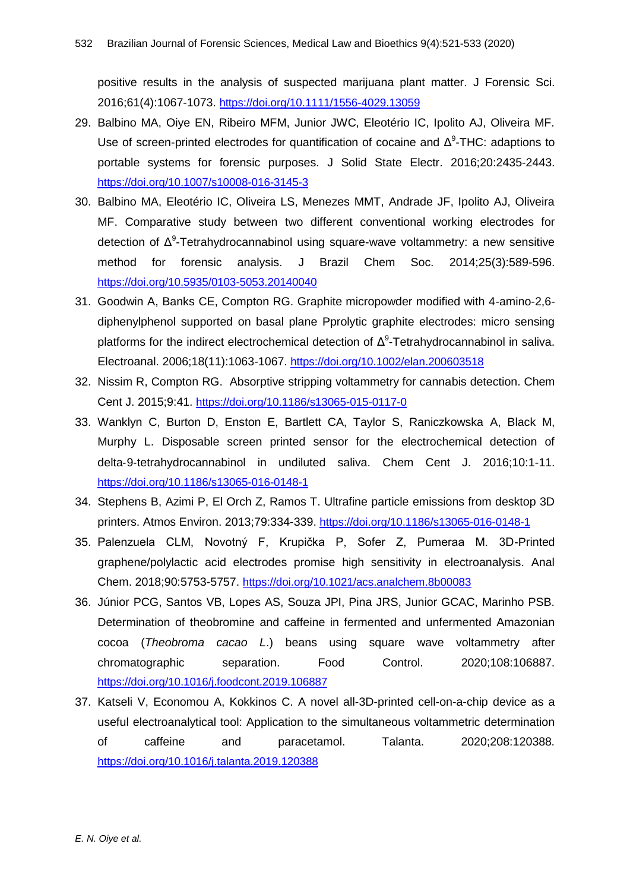positive results in the analysis of suspected marijuana plant matter. J Forensic Sci. 2016;61(4):1067-1073. https://doi.org/10.1111/1556-4029.13059

29. Balbino MA, Oiye EN, Ribeiro MFM, Junior JWC, Eleotério IC, Ipolito AJ, Oliveira MF. Use of screen-printed electrodes for quantification of cocaine and $\Delta^9$-THC: adaptions to portable systems for forensic purposes. J Solid State Electr. 2016;20:2435-2443. https://doi.org/10.1007/s10008-016-3145-3
30. Balbino MA, Eleotério IC, Oliveira LS, Menezes MMT, Andrade JF, Ipolito AJ, Oliveira MF. Comparative study between two different conventional working electrodes for detection of $\Delta^9$-Tetrahydrocannabinol using square-wave voltammetry: a new sensitive method for forensic analysis. J Brazil Chem Soc. 2014;25(3):589-596. https://doi.org/10.5935/0103-5053.20140040
31. Goodwin A, Banks CE, Compton RG. Graphite micropowder modified with 4-amino-2,6-diphenylphenol supported on basal plane Pprolytic graphite electrodes: micro sensing platforms for the indirect electrochemical detection of $\Delta^9$-Tetrahydrocannabinol in saliva. Electroanal. 2006;18(11):1063-1067. https://doi.org/10.1002/elan.200603518
32. Nissim R, Compton RG. Absorptive stripping voltammetry for cannabis detection. Chem Cent J. 2015;9:41. https://doi.org/10.1186/s13065-015-0117-0
33. Wanklyn C, Burton D, Enston E, Bartlett CA, Taylor S, Raniczkowska A, Black M, Murphy L. Disposable screen printed sensor for the electrochemical detection of delta-9-tetrahydrocannabinol in undiluted saliva. Chem Cent J. 2016;10:1-11. https://doi.org/10.1186/s13065-016-0148-1
34. Stephens B, Azimi P, El Orch Z, Ramos T. Ultrafine particle emissions from desktop 3D printers. Atmos Environ. 2013;79:334-339. https://doi.org/10.1186/s13065-016-0148-1
35. Palenzuela CLM, Novotný F, Krupička P, Sofer Z, Pumeraa M. 3D-Printed graphene/polylactic acid electrodes promise high sensitivity in electroanalysis. Anal Chem. 2018;90:5753-5757. https://doi.org/10.1021/acs.analchem.8b00083
36. Júnior PCG, Santos VB, Lopes AS, Souza JPI, Pina JRS, Junior GCAC, Marinho PSB. Determination of theobromine and caffeine in fermented and unfermented Amazonian cocoa (*Theobroma cacao L.*) beans using square wave voltammetry after chromatographic separation. Food Control. 2020;108:106887. https://doi.org/10.1016/j.foodcont.2019.106887
37. Katseli V, Economou A, Kokkinos C. A novel all-3D-printed cell-on-a-chip device as a useful electroanalytical tool: Application to the simultaneous voltammetric determination of caffeine and paracetamol. Talanta. 2020;208:120388. https://doi.org/10.1016/j.talanta.2019.120388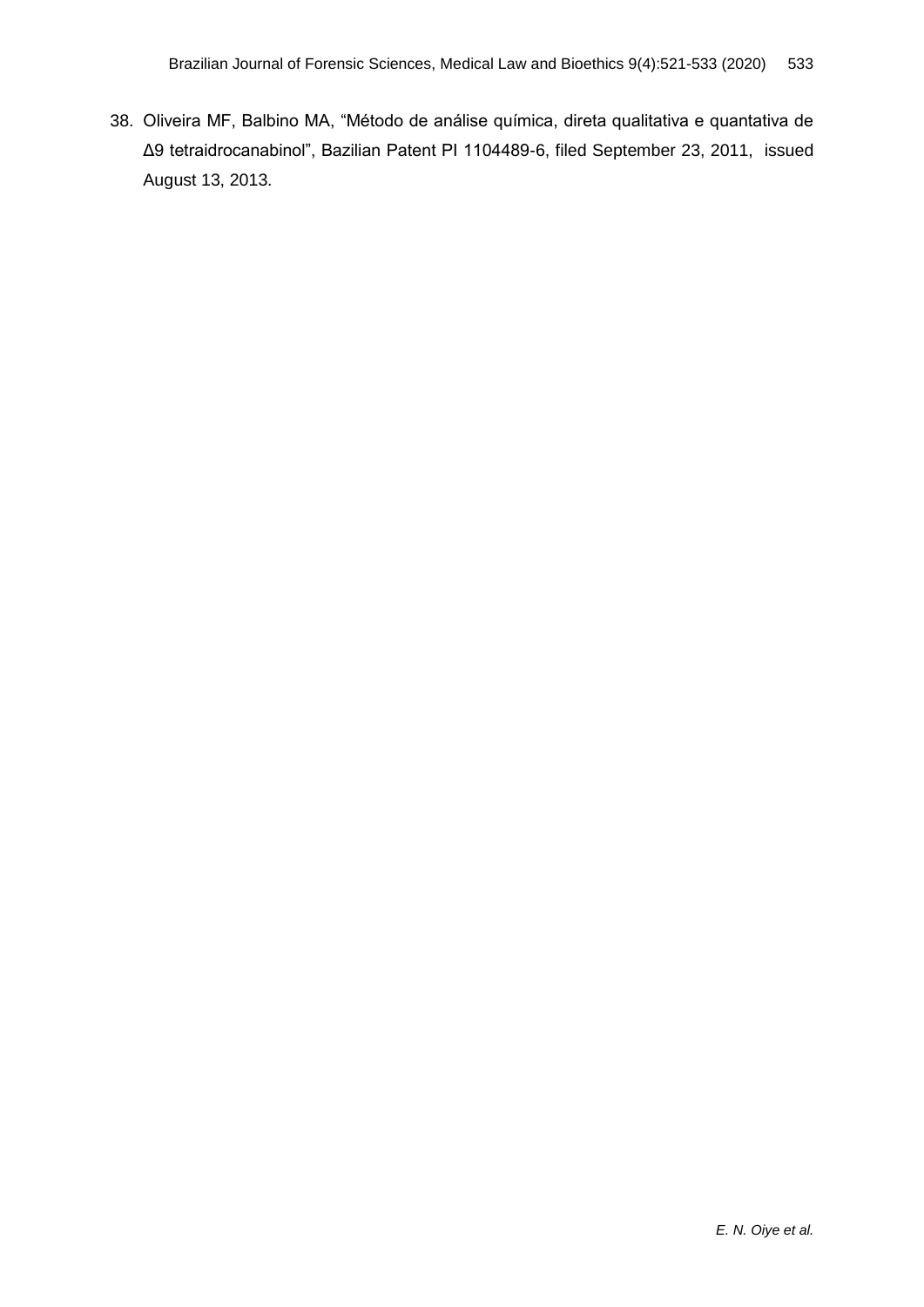38. Oliveira MF, Balbino MA, "Método de análise química, direta qualitativa e quantativa de Δ9 tetraidrocanabinol", Bazilian Patent PI 1104489-6, filed September 23, 2011, issued August 13, 2013.